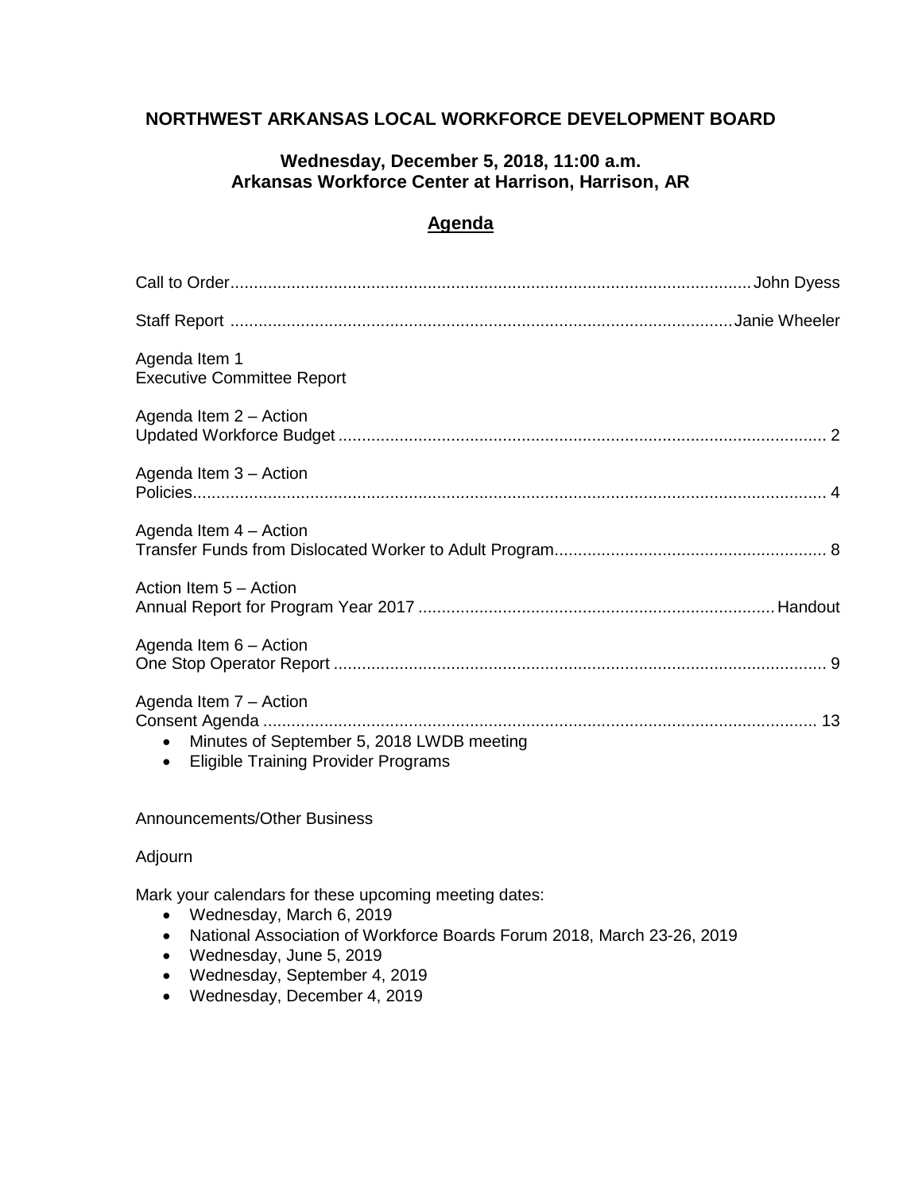# NORTHWEST ARKANSAS LOCAL WORKFORCE DEVELOPMENT BOARD

## Wednesday, December 5, 2018, 11:00 a.m.
## Arkansas Workforce Center at Harrison, Harrison, AR

## Agenda

Call to Order....................John Dyess

Staff Report....................Janie Wheeler

Agenda Item 1
Executive Committee Report

Agenda Item 2 – Action
Updated Workforce Budget.................... 2

Agenda Item 3 – Action
Policies.................... 4

Agenda Item 4 – Action
Transfer Funds from Dislocated Worker to Adult Program.................... 8

Action Item 5 – Action
Annual Report for Program Year 2017....................Handout

Agenda Item 6 – Action
One Stop Operator Report.................... 9

Agenda Item 7 – Action
Consent Agenda.................... 13

- Minutes of September 5, 2018 LWDB meeting
- Eligible Training Provider Programs

Announcements/Other Business

Adjourn

Mark your calendars for these upcoming meeting dates:

- Wednesday, March 6, 2019
- National Association of Workforce Boards Forum 2018, March 23-26, 2019
- Wednesday, June 5, 2019
- Wednesday, September 4, 2019
- Wednesday, December 4, 2019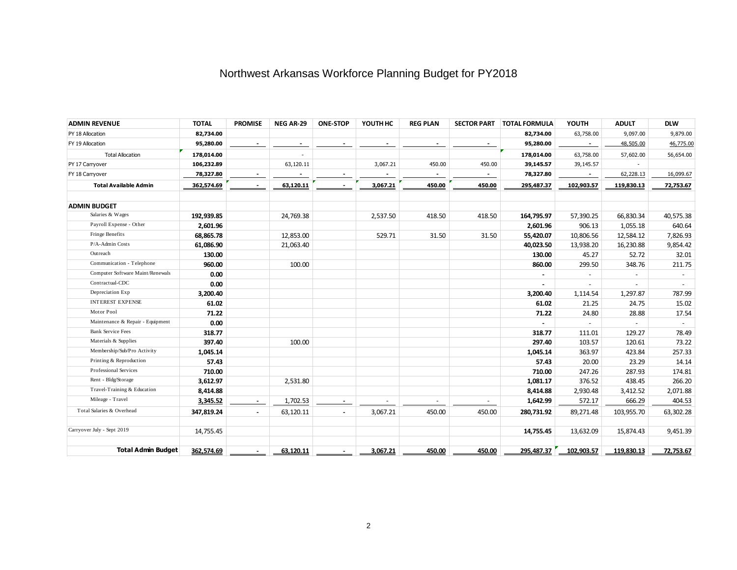# Northwest Arkansas Workforce Planning Budget for PY2018

| ADMIN REVENUE | TOTAL | PROMISE | NEG AR-29 | ONE-STOP | YOUTH HC | REG PLAN | SECTOR PART | TOTAL FORMULA | YOUTH | ADULT | DLW |
|---|---|---|---|---|---|---|---|---|---|---|---|
| PY 18 Allocation | 82,734.00 | | | | | | | 82,734.00 | 63,758.00 | 9,097.00 | 9,879.00 |
| FY 19 Allocation | 95,280.00 | - | - | - | - | - | - | 95,280.00 | - | 48,505.00 | 46,775.00 |
| Total Allocation | 178,014.00 | | - | | | | | 178,014.00 | 63,758.00 | 57,602.00 | 56,654.00 |
| PY 17 Carryover | 106,232.89 | | 63,120.11 | | 3,067.21 | 450.00 | 450.00 | 39,145.57 | 39,145.57 | - | |
| FY 18 Carryover | 78,327.80 | - | - | - | - | - | - | 78,327.80 | - | 62,228.13 | 16,099.67 |
| **Total Available Admin** | 362,574.69 | - | 63,120.11 | - | 3,067.21 | 450.00 | 450.00 | 295,487.37 | 102,903.57 | 119,830.13 | 72,753.67 |
| | | | | | | | | | | | |
| **ADMIN BUDGET** | | | | | | | | | | | |
| Salaries & Wages | 192,939.85 | | 24,769.38 | | 2,537.50 | 418.50 | 418.50 | 164,795.97 | 57,390.25 | 66,830.34 | 40,575.38 |
| Payroll Expense - Other | 2,601.96 | | | | | | | 2,601.96 | 906.13 | 1,055.18 | 640.64 |
| Fringe Benefits | 68,865.78 | | 12,853.00 | | 529.71 | 31.50 | 31.50 | 55,420.07 | 10,806.56 | 12,584.12 | 7,826.93 |
| P/A-Admin Costs | 61,086.90 | | 21,063.40 | | | | | 40,023.50 | 13,938.20 | 16,230.88 | 9,854.42 |
| Outreach | 130.00 | | | | | | | 130.00 | 45.27 | 52.72 | 32.01 |
| Communication - Telephone | 960.00 | | 100.00 | | | | | 860.00 | 299.50 | 348.76 | 211.75 |
| Computer Software Maint/Renewals | 0.00 | | | | | | | - | - | - | - |
| Contractual-CDC | 0.00 | | | | | | | - | - | - | - |
| Depreciation Exp | 3,200.40 | | | | | | | 3,200.40 | 1,114.54 | 1,297.87 | 787.99 |
| INTEREST EXPENSE | 61.02 | | | | | | | 61.02 | 21.25 | 24.75 | 15.02 |
| Motor Pool | 71.22 | | | | | | | 71.22 | 24.80 | 28.88 | 17.54 |
| Maintenance & Repair - Equipment | 0.00 | | | | | | | - | - | - | - |
| Bank Service Fees | 318.77 | | | | | | | 318.77 | 111.01 | 129.27 | 78.49 |
| Materials & Supplies | 397.40 | | 100.00 | | | | | 297.40 | 103.57 | 120.61 | 73.22 |
| Membership/Sub/Pro Activity | 1,045.14 | | | | | | | 1,045.14 | 363.97 | 423.84 | 257.33 |
| Printing & Reproduction | 57.43 | | | | | | | 57.43 | 20.00 | 23.29 | 14.14 |
| Professional Services | 710.00 | | | | | | | 710.00 | 247.26 | 287.93 | 174.81 |
| Rent - Bldg/Storage | 3,612.97 | | 2,531.80 | | | | | 1,081.17 | 376.52 | 438.45 | 266.20 |
| Travel-Training & Education | 8,414.88 | | | | | | | 8,414.88 | 2,930.48 | 3,412.52 | 2,071.88 |
| Mileage - Travel | 3,345.52 | - | 1,702.53 | - | - | - | - | 1,642.99 | 572.17 | 666.29 | 404.53 |
| Total Salaries & Overhead | 347,819.24 | - | 63,120.11 | - | 3,067.21 | 450.00 | 450.00 | 280,731.92 | 89,271.48 | 103,955.70 | 63,302.28 |
| | | | | | | | | | | | |
| Carryover July - Sept 2019 | 14,755.45 | | | | | | | 14,755.45 | 13,632.09 | 15,874.43 | 9,451.39 |
| | | | | | | | | | | | |
| **Total Admin Budget** | 362,574.69 | - | 63,120.11 | - | 3,067.21 | 450.00 | 450.00 | 295,487.37 | 102,903.57 | 119,830.13 | 72,753.67 |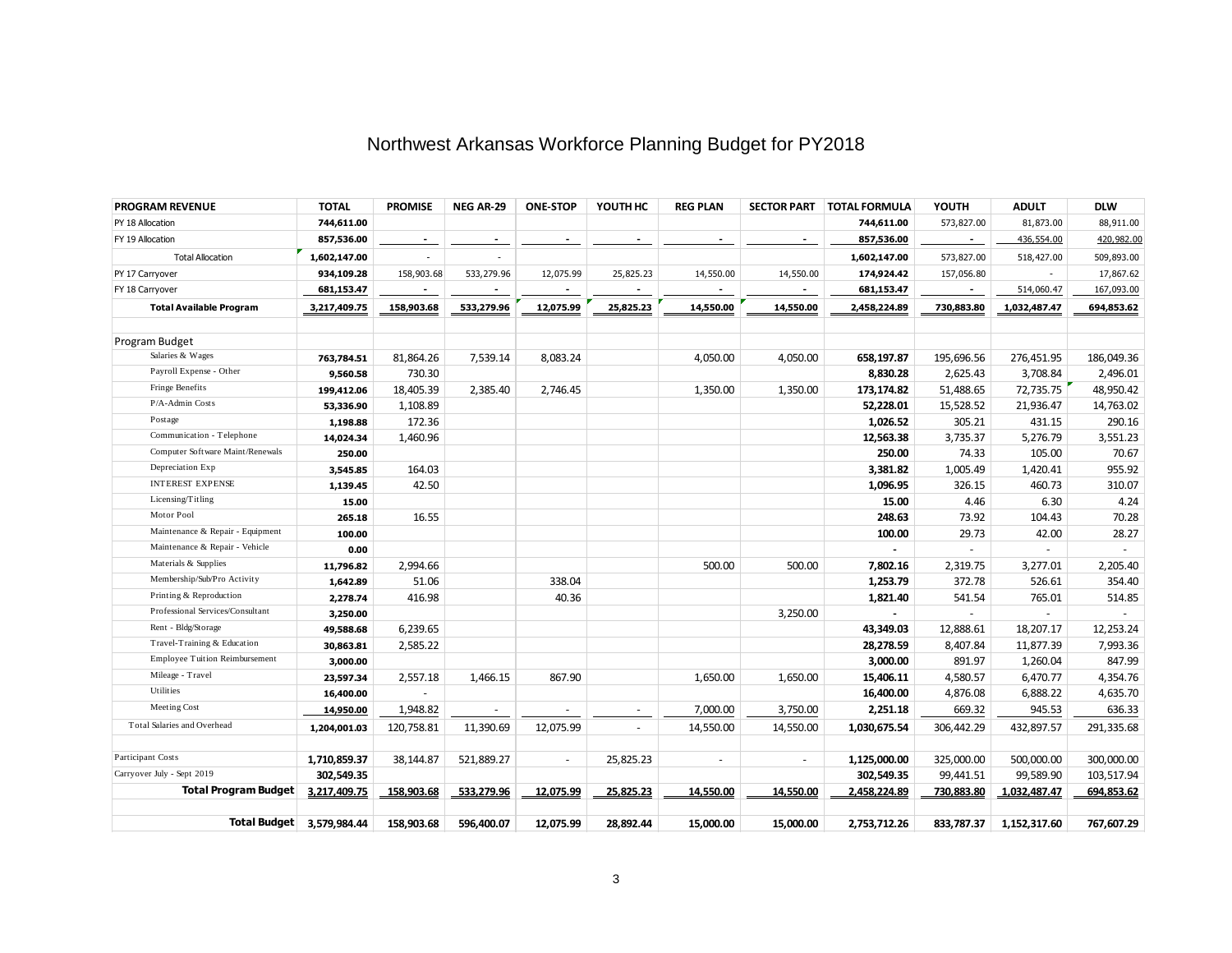# Northwest Arkansas Workforce Planning Budget for PY2018

| PROGRAM REVENUE | TOTAL | PROMISE | NEG AR-29 | ONE-STOP | YOUTH HC | REG PLAN | SECTOR PART | TOTAL FORMULA | YOUTH | ADULT | DLW |
|---|---|---|---|---|---|---|---|---|---|---|---|
| PY 18 Allocation | 744,611.00 | | | | | | | 744,611.00 | 573,827.00 | 81,873.00 | 88,911.00 |
| FY 19 Allocation | 857,536.00 | - | - | - | - | - | - | 857,536.00 | - | 436,554.00 | 420,982.00 |
| Total Allocation | 1,602,147.00 | - | - | | | | | 1,602,147.00 | 573,827.00 | 518,427.00 | 509,893.00 |
| PY 17 Carryover | 934,109.28 | 158,903.68 | 533,279.96 | 12,075.99 | 25,825.23 | 14,550.00 | 14,550.00 | 174,924.42 | 157,056.80 | - | 17,867.62 |
| FY 18 Carryover | 681,153.47 | - | - | - | - | - | - | 681,153.47 | - | 514,060.47 | 167,093.00 |
| **Total Available Program** | **3,217,409.75** | **158,903.68** | **533,279.96** | **12,075.99** | **25,825.23** | **14,550.00** | **14,550.00** | **2,458,224.89** | **730,883.80** | **1,032,487.47** | **694,853.62** |
| | | | | | | | | | | | |
| Program Budget | | | | | | | | | | | |
| Salaries & Wages | 763,784.51 | 81,864.26 | 7,539.14 | 8,083.24 | | 4,050.00 | 4,050.00 | 658,197.87 | 195,696.56 | 276,451.95 | 186,049.36 |
| Payroll Expense - Other | 9,560.58 | 730.30 | | | | | | 8,830.28 | 2,625.43 | 3,708.84 | 2,496.01 |
| Fringe Benefits | 199,412.06 | 18,405.39 | 2,385.40 | 2,746.45 | | 1,350.00 | 1,350.00 | 173,174.82 | 51,488.65 | 72,735.75 | 48,950.42 |
| P/A-Admin Costs | 53,336.90 | 1,108.89 | | | | | | 52,228.01 | 15,528.52 | 21,936.47 | 14,763.02 |
| Postage | 1,198.88 | 172.36 | | | | | | 1,026.52 | 305.21 | 431.15 | 290.16 |
| Communication - Telephone | 14,024.34 | 1,460.96 | | | | | | 12,563.38 | 3,735.37 | 5,276.79 | 3,551.23 |
| Computer Software Maint/Renewals | 250.00 | | | | | | | 250.00 | 74.33 | 105.00 | 70.67 |
| Depreciation Exp | 3,545.85 | 164.03 | | | | | | 3,381.82 | 1,005.49 | 1,420.41 | 955.92 |
| INTEREST EXPENSE | 1,139.45 | 42.50 | | | | | | 1,096.95 | 326.15 | 460.73 | 310.07 |
| Licensing/Titling | 15.00 | | | | | | | 15.00 | 4.46 | 6.30 | 4.24 |
| Motor Pool | 265.18 | 16.55 | | | | | | 248.63 | 73.92 | 104.43 | 70.28 |
| Maintenance & Repair - Equipment | 100.00 | | | | | | | 100.00 | 29.73 | 42.00 | 28.27 |
| Maintenance & Repair - Vehicle | 0.00 | | | | | | | - | - | - | - |
| Materials & Supplies | 11,796.82 | 2,994.66 | | | | 500.00 | 500.00 | 7,802.16 | 2,319.75 | 3,277.01 | 2,205.40 |
| Membership/Sub/Pro Activity | 1,642.89 | 51.06 | | 338.04 | | | | 1,253.79 | 372.78 | 526.61 | 354.40 |
| Printing & Reproduction | 2,278.74 | 416.98 | | 40.36 | | | | 1,821.40 | 541.54 | 765.01 | 514.85 |
| Professional Services/Consultant | 3,250.00 | | | | | | 3,250.00 | - | - | - | - |
| Rent - Bldg/Storage | 49,588.68 | 6,239.65 | | | | | | 43,349.03 | 12,888.61 | 18,207.17 | 12,253.24 |
| Travel-Training & Education | 30,863.81 | 2,585.22 | | | | | | 28,278.59 | 8,407.84 | 11,877.39 | 7,993.36 |
| Employee Tuition Reimbursement | 3,000.00 | | | | | | | 3,000.00 | 891.97 | 1,260.04 | 847.99 |
| Mileage - Travel | 23,597.34 | 2,557.18 | 1,466.15 | 867.90 | | 1,650.00 | 1,650.00 | 15,406.11 | 4,580.57 | 6,470.77 | 4,354.76 |
| Utilities | 16,400.00 | - | | | | | | 16,400.00 | 4,876.08 | 6,888.22 | 4,635.70 |
| Meeting Cost | 14,950.00 | 1,948.82 | - | - | - | 7,000.00 | 3,750.00 | 2,251.18 | 669.32 | 945.53 | 636.33 |
| Total Salaries and Overhead | 1,204,001.03 | 120,758.81 | 11,390.69 | 12,075.99 | - | 14,550.00 | 14,550.00 | 1,030,675.54 | 306,442.29 | 432,897.57 | 291,335.68 |
| | | | | | | | | | | | |
| Participant Costs | 1,710,859.37 | 38,144.87 | 521,889.27 | - | 25,825.23 | - | - | 1,125,000.00 | 325,000.00 | 500,000.00 | 300,000.00 |
| Carryover July - Sept 2019 | 302,549.35 | | | | | | | 302,549.35 | 99,441.51 | 99,589.90 | 103,517.94 |
| **Total Program Budget** | **3,217,409.75** | **158,903.68** | **533,279.96** | **12,075.99** | **25,825.23** | **14,550.00** | **14,550.00** | **2,458,224.89** | **730,883.80** | **1,032,487.47** | **694,853.62** |
| | | | | | | | | | | | |
| **Total Budget** | **3,579,984.44** | **158,903.68** | **596,400.07** | **12,075.99** | **28,892.44** | **15,000.00** | **15,000.00** | **2,753,712.26** | **833,787.37** | **1,152,317.60** | **767,607.29** |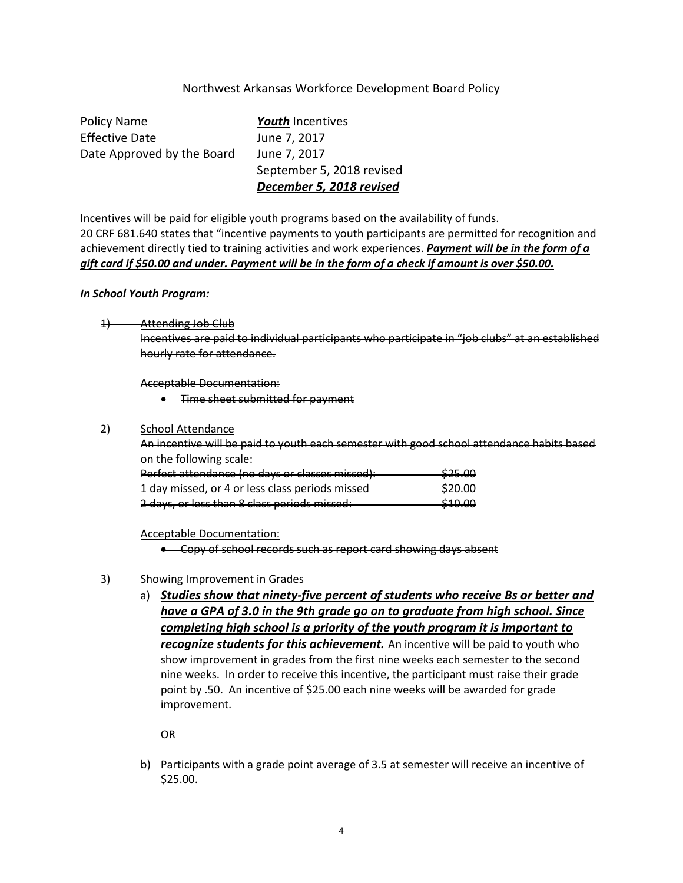Northwest Arkansas Workforce Development Board Policy

| | |
|---|---|
| Policy Name | ***Youth*** Incentives |
| Effective Date | June 7, 2017 |
| Date Approved by the Board | June 7, 2017 |
| | September 5, 2018 revised |
| | ***December 5, 2018 revised*** |

Incentives will be paid for eligible youth programs based on the availability of funds.
20 CRF 681.640 states that "incentive payments to youth participants are permitted for recognition and achievement directly tied to training activities and work experiences. ***Payment will be in the form of a gift card if $50.00 and under. Payment will be in the form of a check if amount is over $50.00.***

***In School Youth Program:***

~~1) Attending Job Club~~

~~Incentives are paid to individual participants who participate in "job clubs" at an established hourly rate for attendance.~~

~~Acceptable Documentation:~~

- ~~Time sheet submitted for payment~~

~~2) School Attendance~~

~~An incentive will be paid to youth each semester with good school attendance habits based on the following scale:~~

| | |
|---|---|
| ~~Perfect attendance (no days or classes missed):~~ | ~~$25.00~~ |
| ~~1 day missed, or 4 or less class periods missed~~ | ~~$20.00~~ |
| ~~2 days, or less than 8 class periods missed:~~ | ~~$10.00~~ |

~~Acceptable Documentation:~~

- ~~Copy of school records such as report card showing days absent~~

3) Showing Improvement in Grades

a) ***Studies show that ninety-five percent of students who receive Bs or better and have a GPA of 3.0 in the 9th grade go on to graduate from high school. Since completing high school is a priority of the youth program it is important to recognize students for this achievement.*** An incentive will be paid to youth who show improvement in grades from the first nine weeks each semester to the second nine weeks. In order to receive this incentive, the participant must raise their grade point by .50. An incentive of $25.00 each nine weeks will be awarded for grade improvement.

OR

b) Participants with a grade point average of 3.5 at semester will receive an incentive of $25.00.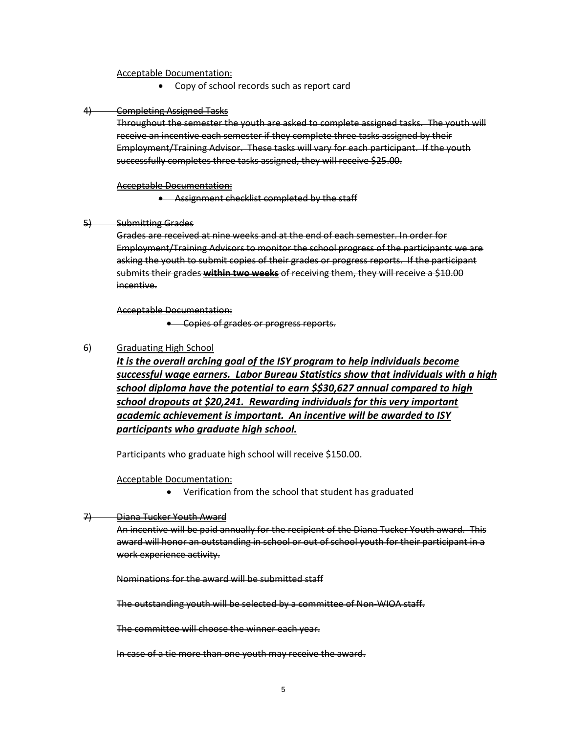Acceptable Documentation:

- Copy of school records such as report card

~~4) Completing Assigned Tasks~~

~~Throughout the semester the youth are asked to complete assigned tasks. The youth will receive an incentive each semester if they complete three tasks assigned by their Employment/Training Advisor. These tasks will vary for each participant. If the youth successfully completes three tasks assigned, they will receive $25.00.~~

~~Acceptable Documentation:~~

- ~~Assignment checklist completed by the staff~~

~~5) Submitting Grades~~

~~Grades are received at nine weeks and at the end of each semester. In order for Employment/Training Advisors to monitor the school progress of the participants we are asking the youth to submit copies of their grades or progress reports. If the participant submits their grades **within two weeks** of receiving them, they will receive a $10.00 incentive.~~

~~Acceptable Documentation:~~

- ~~Copies of grades or progress reports.~~

6) Graduating High School

***It is the overall arching goal of the ISY program to help individuals become successful wage earners. Labor Bureau Statistics show that individuals with a high school diploma have the potential to earn $$30,627 annual compared to high school dropouts at $20,241. Rewarding individuals for this very important academic achievement is important. An incentive will be awarded to ISY participants who graduate high school.***

Participants who graduate high school will receive $150.00.

Acceptable Documentation:

- Verification from the school that student has graduated

~~7) Diana Tucker Youth Award~~

~~An incentive will be paid annually for the recipient of the Diana Tucker Youth award. This award will honor an outstanding in school or out of school youth for their participant in a work experience activity.~~

~~Nominations for the award will be submitted staff~~

~~The outstanding youth will be selected by a committee of Non-WIOA staff.~~

~~The committee will choose the winner each year.~~

~~In case of a tie more than one youth may receive the award.~~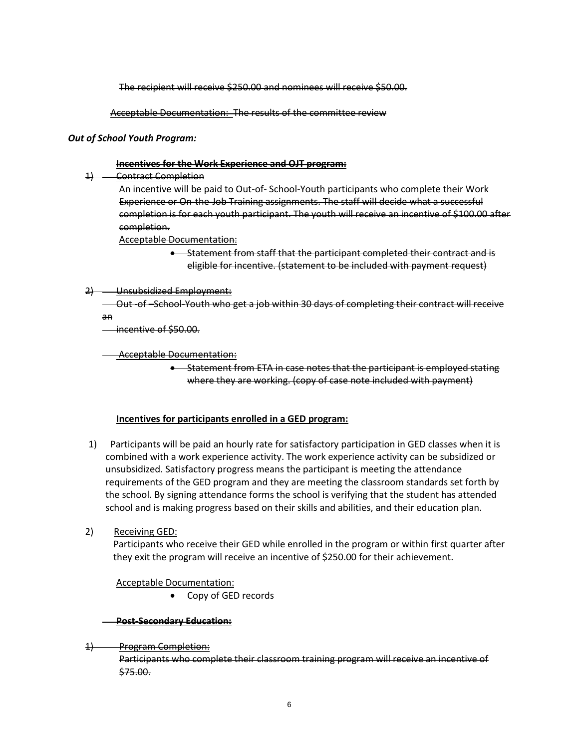~~The recipient will receive $250.00 and nominees will receive $50.00.~~

~~Acceptable Documentation: The results of the committee review~~

***Out of School Youth Program:***

~~**Incentives for the Work Experience and OJT program:**~~

~~1) Contract Completion~~

~~An incentive will be paid to Out-of- School-Youth participants who complete their Work Experience or On-the-Job Training assignments. The staff will decide what a successful completion is for each youth participant. The youth will receive an incentive of $100.00 after completion.~~

~~Acceptable Documentation:~~

- ~~Statement from staff that the participant completed their contract and is eligible for incentive. (statement to be included with payment request)~~

~~2) Unsubsidized Employment:~~

~~Out -of –School-Youth who get a job within 30 days of completing their contract will receive an incentive of $50.00.~~

~~Acceptable Documentation:~~

- ~~Statement from ETA in case notes that the participant is employed stating where they are working. (copy of case note included with payment)~~

**Incentives for participants enrolled in a GED program:**

1) Participants will be paid an hourly rate for satisfactory participation in GED classes when it is combined with a work experience activity. The work experience activity can be subsidized or unsubsidized. Satisfactory progress means the participant is meeting the attendance requirements of the GED program and they are meeting the classroom standards set forth by the school. By signing attendance forms the school is verifying that the student has attended school and is making progress based on their skills and abilities, and their education plan.

2) Receiving GED:

Participants who receive their GED while enrolled in the program or within first quarter after they exit the program will receive an incentive of $250.00 for their achievement.

Acceptable Documentation:

- Copy of GED records

~~**Post-Secondary Education:**~~

~~1) Program Completion:~~

~~Participants who complete their classroom training program will receive an incentive of $75.00.~~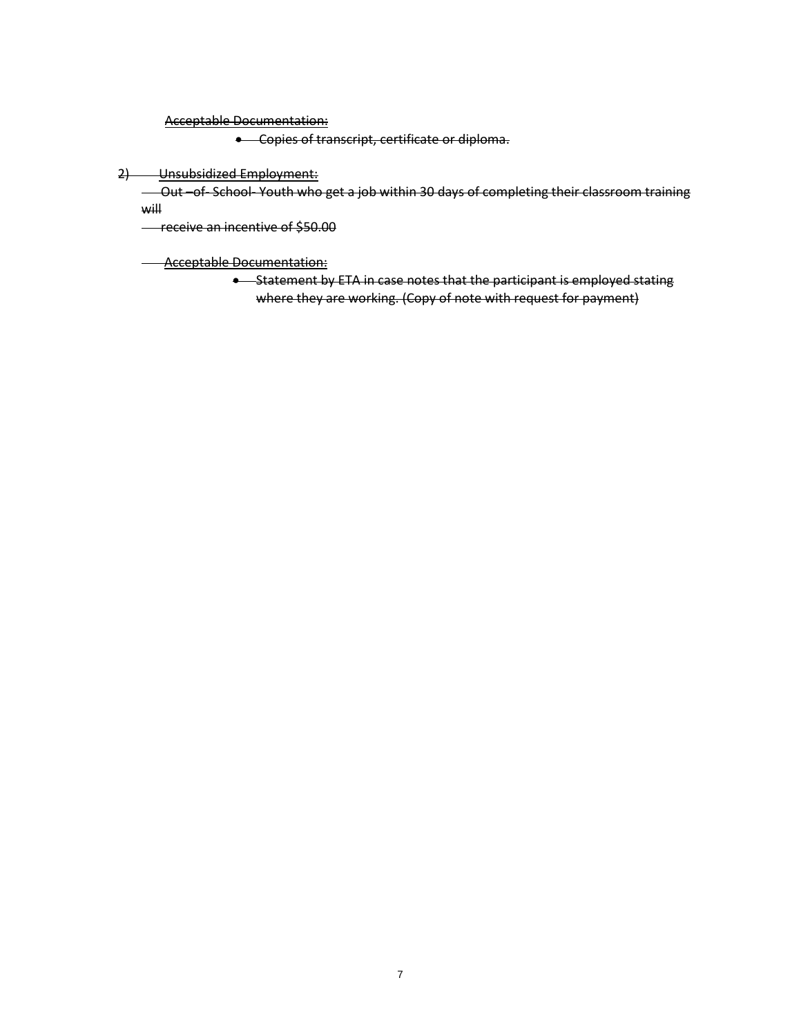~~<u>Acceptable Documentation:</u>~~

- ~~Copies of transcript, certificate or diploma.~~

~~2) <u>Unsubsidized Employment:</u>~~

~~Out –of- School- Youth who get a job within 30 days of completing their classroom training will receive an incentive of $50.00~~

~~<u>Acceptable Documentation:</u>~~

- ~~Statement by ETA in case notes that the participant is employed stating where they are working. (Copy of note with request for payment)~~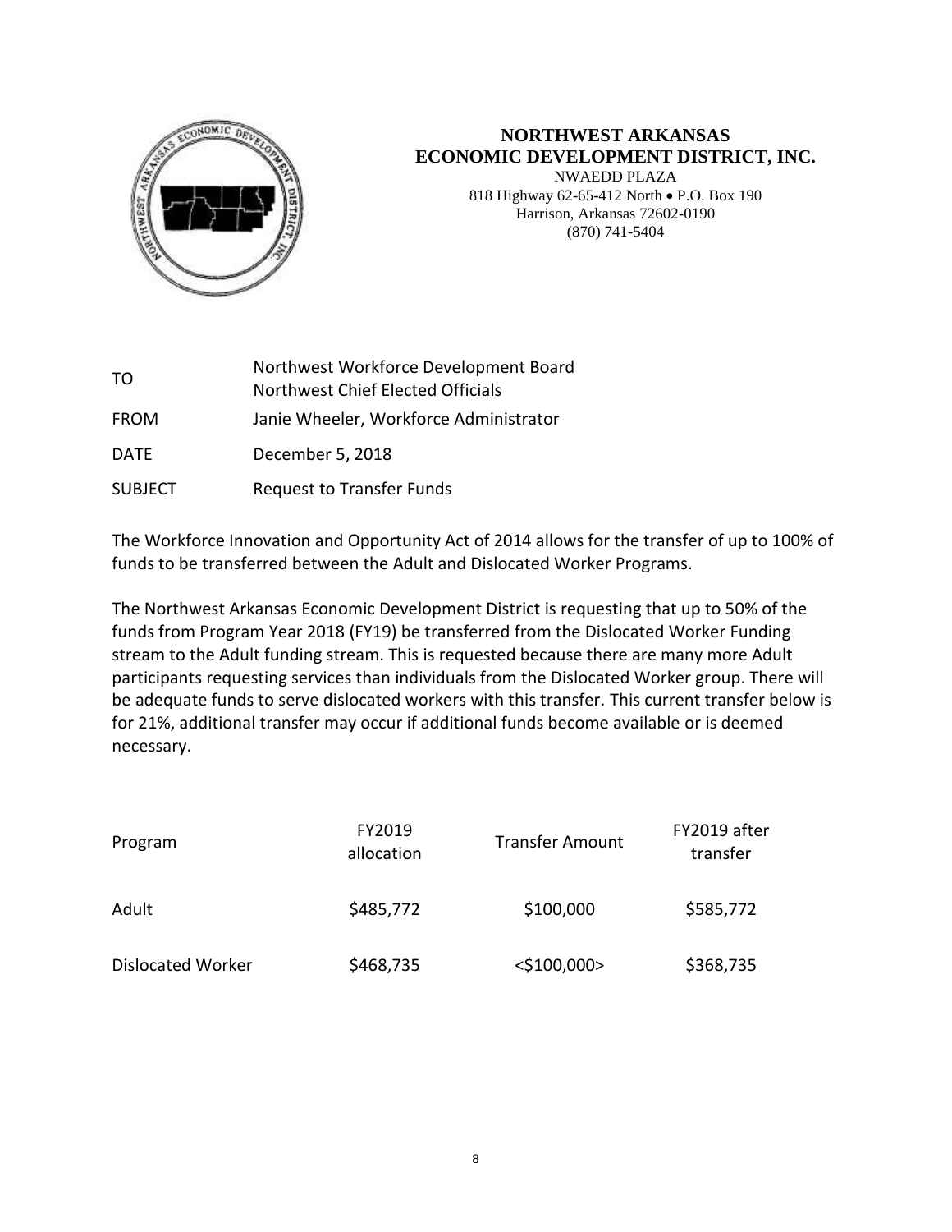**NORTHWEST ARKANSAS**
**ECONOMIC DEVELOPMENT DISTRICT, INC.**
NWAEDD PLAZA
818 Highway 62-65-412 North • P.O. Box 190
Harrison, Arkansas 72602-0190
(870) 741-5404

| | |
|---|---|
| TO | Northwest Workforce Development Board<br>Northwest Chief Elected Officials |
| FROM | Janie Wheeler, Workforce Administrator |
| DATE | December 5, 2018 |
| SUBJECT | Request to Transfer Funds |

The Workforce Innovation and Opportunity Act of 2014 allows for the transfer of up to 100% of funds to be transferred between the Adult and Dislocated Worker Programs.

The Northwest Arkansas Economic Development District is requesting that up to 50% of the funds from Program Year 2018 (FY19) be transferred from the Dislocated Worker Funding stream to the Adult funding stream. This is requested because there are many more Adult participants requesting services than individuals from the Dislocated Worker group. There will be adequate funds to serve dislocated workers with this transfer. This current transfer below is for 21%, additional transfer may occur if additional funds become available or is deemed necessary.

| Program | FY2019 allocation | Transfer Amount | FY2019 after transfer |
|---|---|---|---|
| Adult | $485,772 | $100,000 | $585,772 |
| Dislocated Worker | $468,735 | <$100,000> | $368,735 |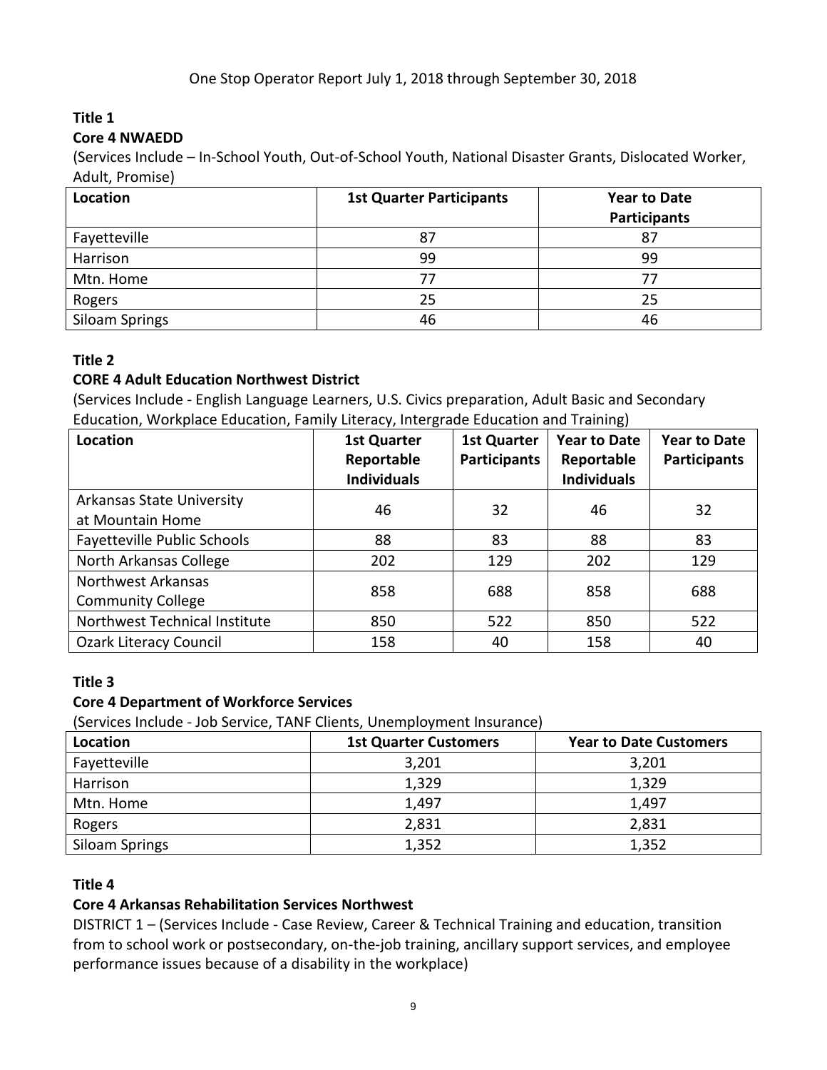One Stop Operator Report July 1, 2018 through September 30, 2018

**Title 1**

**Core 4 NWAEDD**

(Services Include – In-School Youth, Out-of-School Youth, National Disaster Grants, Dislocated Worker, Adult, Promise)

| Location | 1st Quarter Participants | Year to Date Participants |
|---|---|---|
| Fayetteville | 87 | 87 |
| Harrison | 99 | 99 |
| Mtn. Home | 77 | 77 |
| Rogers | 25 | 25 |
| Siloam Springs | 46 | 46 |

**Title 2**

**CORE 4 Adult Education Northwest District**

(Services Include - English Language Learners, U.S. Civics preparation, Adult Basic and Secondary Education, Workplace Education, Family Literacy, Intergrade Education and Training)

| Location | 1st Quarter Reportable Individuals | 1st Quarter Participants | Year to Date Reportable Individuals | Year to Date Participants |
|---|---|---|---|---|
| Arkansas State University at Mountain Home | 46 | 32 | 46 | 32 |
| Fayetteville Public Schools | 88 | 83 | 88 | 83 |
| North Arkansas College | 202 | 129 | 202 | 129 |
| Northwest Arkansas Community College | 858 | 688 | 858 | 688 |
| Northwest Technical Institute | 850 | 522 | 850 | 522 |
| Ozark Literacy Council | 158 | 40 | 158 | 40 |

**Title 3**

**Core 4 Department of Workforce Services**

(Services Include - Job Service, TANF Clients, Unemployment Insurance)

| Location | 1st Quarter Customers | Year to Date Customers |
|---|---|---|
| Fayetteville | 3,201 | 3,201 |
| Harrison | 1,329 | 1,329 |
| Mtn. Home | 1,497 | 1,497 |
| Rogers | 2,831 | 2,831 |
| Siloam Springs | 1,352 | 1,352 |

**Title 4**

**Core 4 Arkansas Rehabilitation Services Northwest**

DISTRICT 1 – (Services Include - Case Review, Career & Technical Training and education, transition from to school work or postsecondary, on-the-job training, ancillary support services, and employee performance issues because of a disability in the workplace)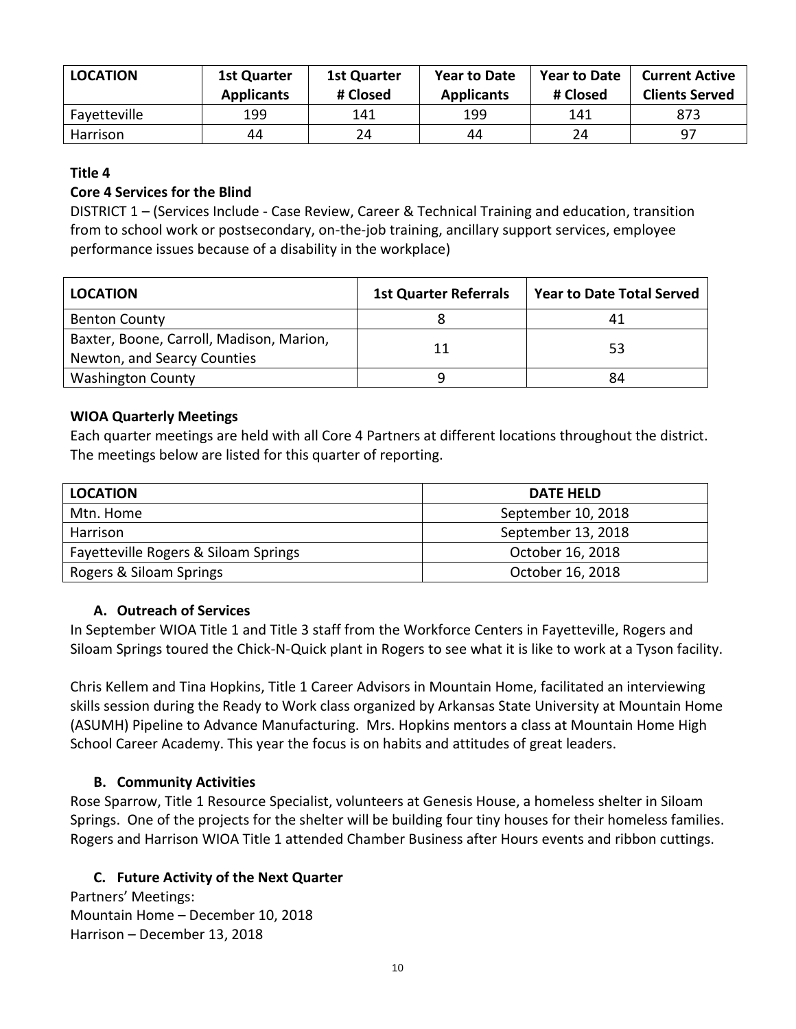| LOCATION | 1st Quarter Applicants | 1st Quarter # Closed | Year to Date Applicants | Year to Date # Closed | Current Active Clients Served |
|---|---|---|---|---|---|
| Fayetteville | 199 | 141 | 199 | 141 | 873 |
| Harrison | 44 | 24 | 44 | 24 | 97 |

**Title 4**

**Core 4 Services for the Blind**

DISTRICT 1 – (Services Include - Case Review, Career & Technical Training and education, transition from to school work or postsecondary, on-the-job training, ancillary support services, employee performance issues because of a disability in the workplace)

| LOCATION | 1st Quarter Referrals | Year to Date Total Served |
|---|---|---|
| Benton County | 8 | 41 |
| Baxter, Boone, Carroll, Madison, Marion, Newton, and Searcy Counties | 11 | 53 |
| Washington County | 9 | 84 |

**WIOA Quarterly Meetings**

Each quarter meetings are held with all Core 4 Partners at different locations throughout the district. The meetings below are listed for this quarter of reporting.

| LOCATION | DATE HELD |
|---|---|
| Mtn. Home | September 10, 2018 |
| Harrison | September 13, 2018 |
| Fayetteville Rogers & Siloam Springs | October 16, 2018 |
| Rogers & Siloam Springs | October 16, 2018 |

**A. Outreach of Services**

In September WIOA Title 1 and Title 3 staff from the Workforce Centers in Fayetteville, Rogers and Siloam Springs toured the Chick-N-Quick plant in Rogers to see what it is like to work at a Tyson facility.

Chris Kellem and Tina Hopkins, Title 1 Career Advisors in Mountain Home, facilitated an interviewing skills session during the Ready to Work class organized by Arkansas State University at Mountain Home (ASUMH) Pipeline to Advance Manufacturing. Mrs. Hopkins mentors a class at Mountain Home High School Career Academy. This year the focus is on habits and attitudes of great leaders.

**B. Community Activities**

Rose Sparrow, Title 1 Resource Specialist, volunteers at Genesis House, a homeless shelter in Siloam Springs. One of the projects for the shelter will be building four tiny houses for their homeless families. Rogers and Harrison WIOA Title 1 attended Chamber Business after Hours events and ribbon cuttings.

**C. Future Activity of the Next Quarter**

Partners' Meetings:
Mountain Home – December 10, 2018
Harrison – December 13, 2018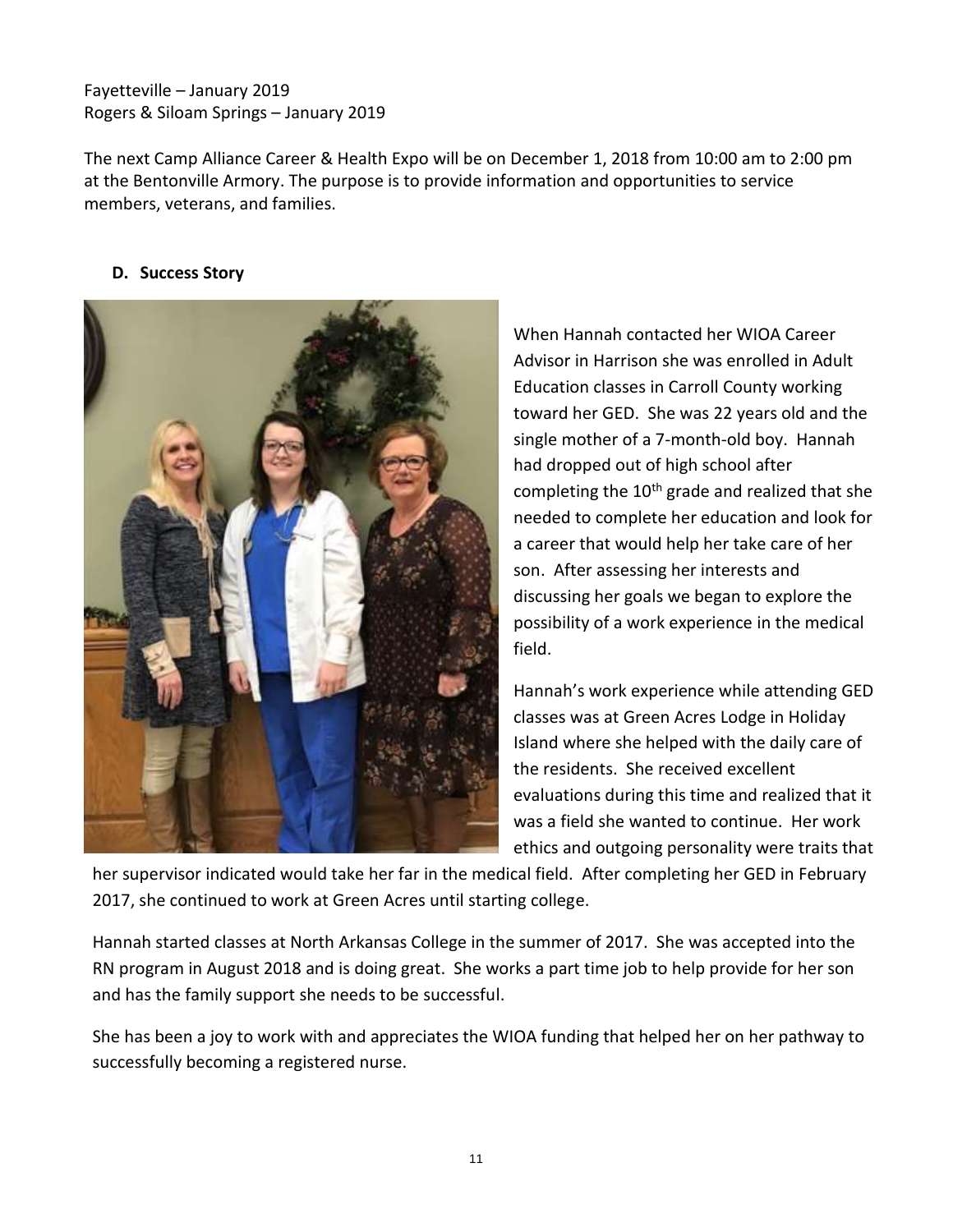Fayetteville – January 2019
Rogers & Siloam Springs – January 2019

The next Camp Alliance Career & Health Expo will be on December 1, 2018 from 10:00 am to 2:00 pm at the Bentonville Armory. The purpose is to provide information and opportunities to service members, veterans, and families.

## D. Success Story

When Hannah contacted her WIOA Career Advisor in Harrison she was enrolled in Adult Education classes in Carroll County working toward her GED. She was 22 years old and the single mother of a 7-month-old boy. Hannah had dropped out of high school after completing the 10th grade and realized that she needed to complete her education and look for a career that would help her take care of her son. After assessing her interests and discussing her goals we began to explore the possibility of a work experience in the medical field.

Hannah's work experience while attending GED classes was at Green Acres Lodge in Holiday Island where she helped with the daily care of the residents. She received excellent evaluations during this time and realized that it was a field she wanted to continue. Her work ethics and outgoing personality were traits that her supervisor indicated would take her far in the medical field. After completing her GED in February 2017, she continued to work at Green Acres until starting college.

Hannah started classes at North Arkansas College in the summer of 2017. She was accepted into the RN program in August 2018 and is doing great. She works a part time job to help provide for her son and has the family support she needs to be successful.

She has been a joy to work with and appreciates the WIOA funding that helped her on her pathway to successfully becoming a registered nurse.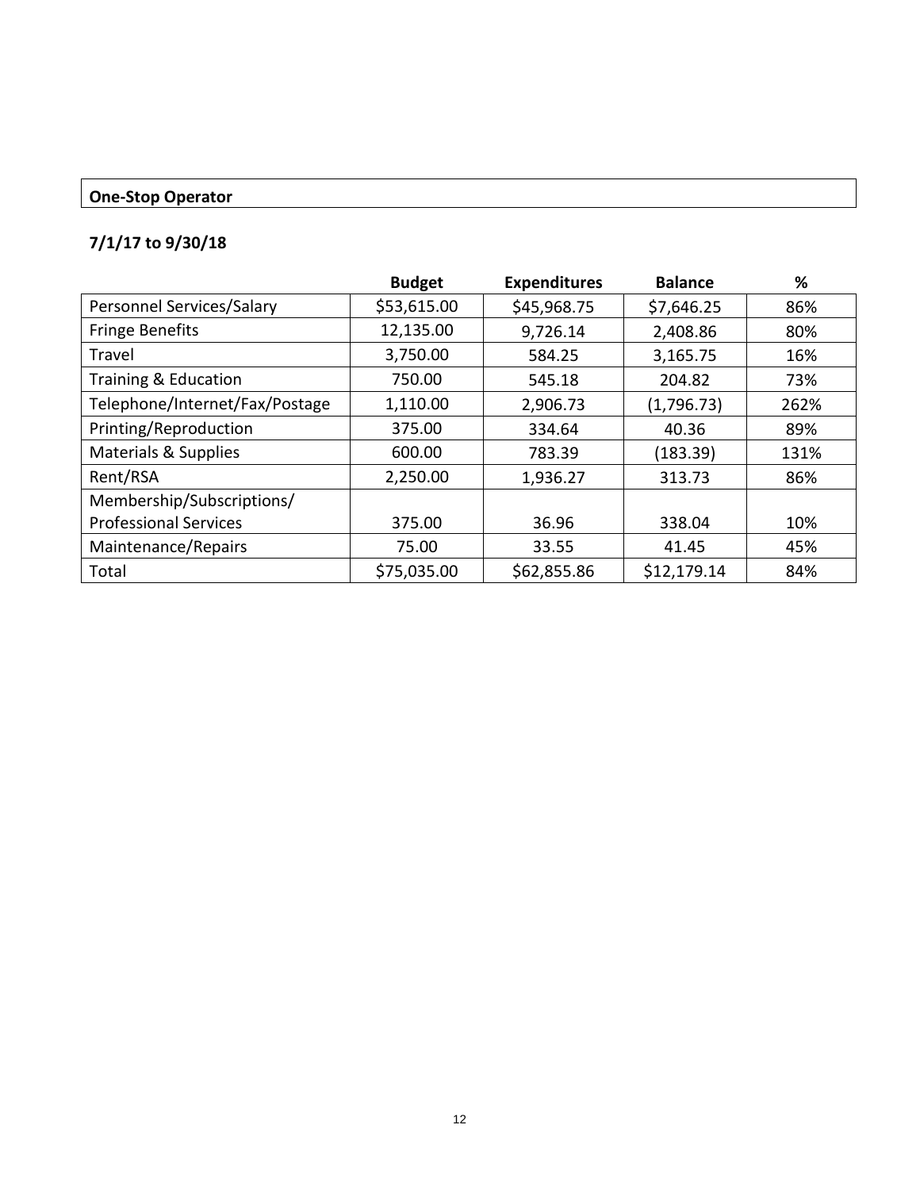**One-Stop Operator**

**7/1/17 to 9/30/18**

| | Budget | Expenditures | Balance | % |
|---|---|---|---|---|
| Personnel Services/Salary | $53,615.00 | $45,968.75 | $7,646.25 | 86% |
| Fringe Benefits | 12,135.00 | 9,726.14 | 2,408.86 | 80% |
| Travel | 3,750.00 | 584.25 | 3,165.75 | 16% |
| Training & Education | 750.00 | 545.18 | 204.82 | 73% |
| Telephone/Internet/Fax/Postage | 1,110.00 | 2,906.73 | (1,796.73) | 262% |
| Printing/Reproduction | 375.00 | 334.64 | 40.36 | 89% |
| Materials & Supplies | 600.00 | 783.39 | (183.39) | 131% |
| Rent/RSA | 2,250.00 | 1,936.27 | 313.73 | 86% |
| Membership/Subscriptions/ Professional Services | 375.00 | 36.96 | 338.04 | 10% |
| Maintenance/Repairs | 75.00 | 33.55 | 41.45 | 45% |
| Total | $75,035.00 | $62,855.86 | $12,179.14 | 84% |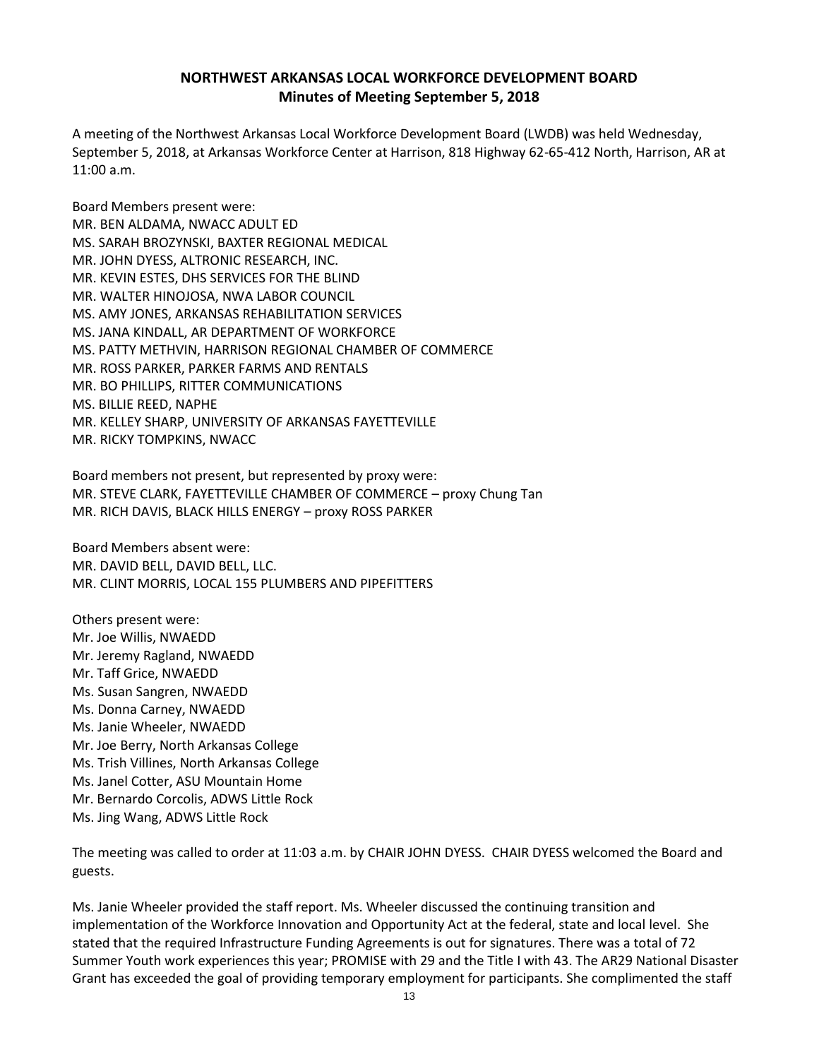**NORTHWEST ARKANSAS LOCAL WORKFORCE DEVELOPMENT BOARD**
**Minutes of Meeting September 5, 2018**

A meeting of the Northwest Arkansas Local Workforce Development Board (LWDB) was held Wednesday, September 5, 2018, at Arkansas Workforce Center at Harrison, 818 Highway 62-65-412 North, Harrison, AR at 11:00 a.m.

Board Members present were:
MR. BEN ALDAMA, NWACC ADULT ED
MS. SARAH BROZYNSKI, BAXTER REGIONAL MEDICAL
MR. JOHN DYESS, ALTRONIC RESEARCH, INC.
MR. KEVIN ESTES, DHS SERVICES FOR THE BLIND
MR. WALTER HINOJOSA, NWA LABOR COUNCIL
MS. AMY JONES, ARKANSAS REHABILITATION SERVICES
MS. JANA KINDALL, AR DEPARTMENT OF WORKFORCE
MS. PATTY METHVIN, HARRISON REGIONAL CHAMBER OF COMMERCE
MR. ROSS PARKER, PARKER FARMS AND RENTALS
MR. BO PHILLIPS, RITTER COMMUNICATIONS
MS. BILLIE REED, NAPHE
MR. KELLEY SHARP, UNIVERSITY OF ARKANSAS FAYETTEVILLE
MR. RICKY TOMPKINS, NWACC

Board members not present, but represented by proxy were:
MR. STEVE CLARK, FAYETTEVILLE CHAMBER OF COMMERCE – proxy Chung Tan
MR. RICH DAVIS, BLACK HILLS ENERGY – proxy ROSS PARKER

Board Members absent were:
MR. DAVID BELL, DAVID BELL, LLC.
MR. CLINT MORRIS, LOCAL 155 PLUMBERS AND PIPEFITTERS

Others present were:
Mr. Joe Willis, NWAEDD
Mr. Jeremy Ragland, NWAEDD
Mr. Taff Grice, NWAEDD
Ms. Susan Sangren, NWAEDD
Ms. Donna Carney, NWAEDD
Ms. Janie Wheeler, NWAEDD
Mr. Joe Berry, North Arkansas College
Ms. Trish Villines, North Arkansas College
Ms. Janel Cotter, ASU Mountain Home
Mr. Bernardo Corcolis, ADWS Little Rock
Ms. Jing Wang, ADWS Little Rock

The meeting was called to order at 11:03 a.m. by CHAIR JOHN DYESS. CHAIR DYESS welcomed the Board and guests.

Ms. Janie Wheeler provided the staff report. Ms. Wheeler discussed the continuing transition and implementation of the Workforce Innovation and Opportunity Act at the federal, state and local level. She stated that the required Infrastructure Funding Agreements is out for signatures. There was a total of 72 Summer Youth work experiences this year; PROMISE with 29 and the Title I with 43. The AR29 National Disaster Grant has exceeded the goal of providing temporary employment for participants. She complimented the staff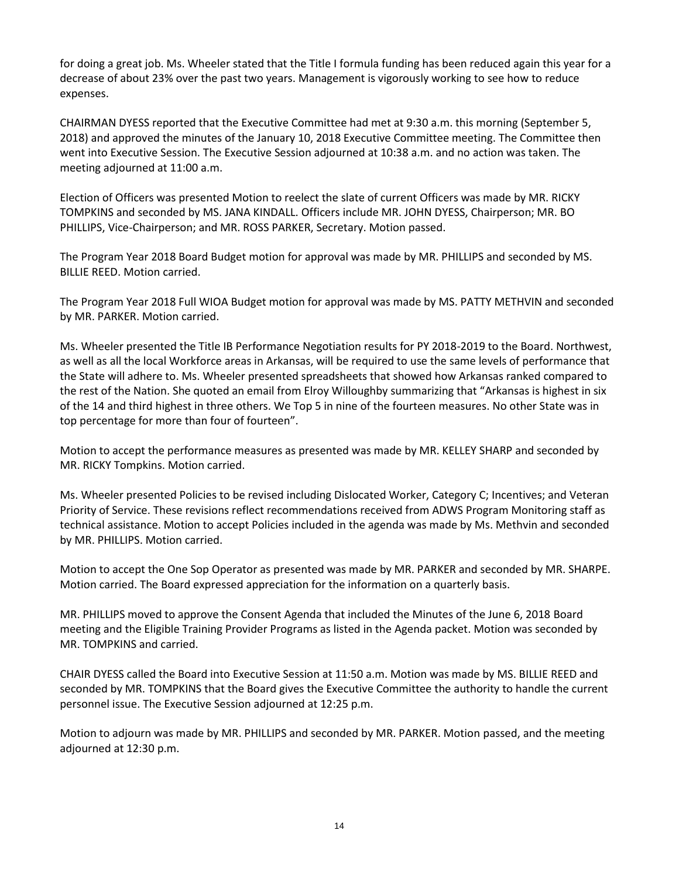for doing a great job. Ms. Wheeler stated that the Title I formula funding has been reduced again this year for a decrease of about 23% over the past two years. Management is vigorously working to see how to reduce expenses.

CHAIRMAN DYESS reported that the Executive Committee had met at 9:30 a.m. this morning (September 5, 2018) and approved the minutes of the January 10, 2018 Executive Committee meeting. The Committee then went into Executive Session. The Executive Session adjourned at 10:38 a.m. and no action was taken. The meeting adjourned at 11:00 a.m.

Election of Officers was presented Motion to reelect the slate of current Officers was made by MR. RICKY TOMPKINS and seconded by MS. JANA KINDALL. Officers include MR. JOHN DYESS, Chairperson; MR. BO PHILLIPS, Vice-Chairperson; and MR. ROSS PARKER, Secretary. Motion passed.

The Program Year 2018 Board Budget motion for approval was made by MR. PHILLIPS and seconded by MS. BILLIE REED. Motion carried.

The Program Year 2018 Full WIOA Budget motion for approval was made by MS. PATTY METHVIN and seconded by MR. PARKER. Motion carried.

Ms. Wheeler presented the Title IB Performance Negotiation results for PY 2018-2019 to the Board. Northwest, as well as all the local Workforce areas in Arkansas, will be required to use the same levels of performance that the State will adhere to. Ms. Wheeler presented spreadsheets that showed how Arkansas ranked compared to the rest of the Nation. She quoted an email from Elroy Willoughby summarizing that "Arkansas is highest in six of the 14 and third highest in three others. We Top 5 in nine of the fourteen measures. No other State was in top percentage for more than four of fourteen".

Motion to accept the performance measures as presented was made by MR. KELLEY SHARP and seconded by MR. RICKY Tompkins. Motion carried.

Ms. Wheeler presented Policies to be revised including Dislocated Worker, Category C; Incentives; and Veteran Priority of Service. These revisions reflect recommendations received from ADWS Program Monitoring staff as technical assistance. Motion to accept Policies included in the agenda was made by Ms. Methvin and seconded by MR. PHILLIPS. Motion carried.

Motion to accept the One Sop Operator as presented was made by MR. PARKER and seconded by MR. SHARPE. Motion carried. The Board expressed appreciation for the information on a quarterly basis.

MR. PHILLIPS moved to approve the Consent Agenda that included the Minutes of the June 6, 2018 Board meeting and the Eligible Training Provider Programs as listed in the Agenda packet. Motion was seconded by MR. TOMPKINS and carried.

CHAIR DYESS called the Board into Executive Session at 11:50 a.m. Motion was made by MS. BILLIE REED and seconded by MR. TOMPKINS that the Board gives the Executive Committee the authority to handle the current personnel issue. The Executive Session adjourned at 12:25 p.m.

Motion to adjourn was made by MR. PHILLIPS and seconded by MR. PARKER. Motion passed, and the meeting adjourned at 12:30 p.m.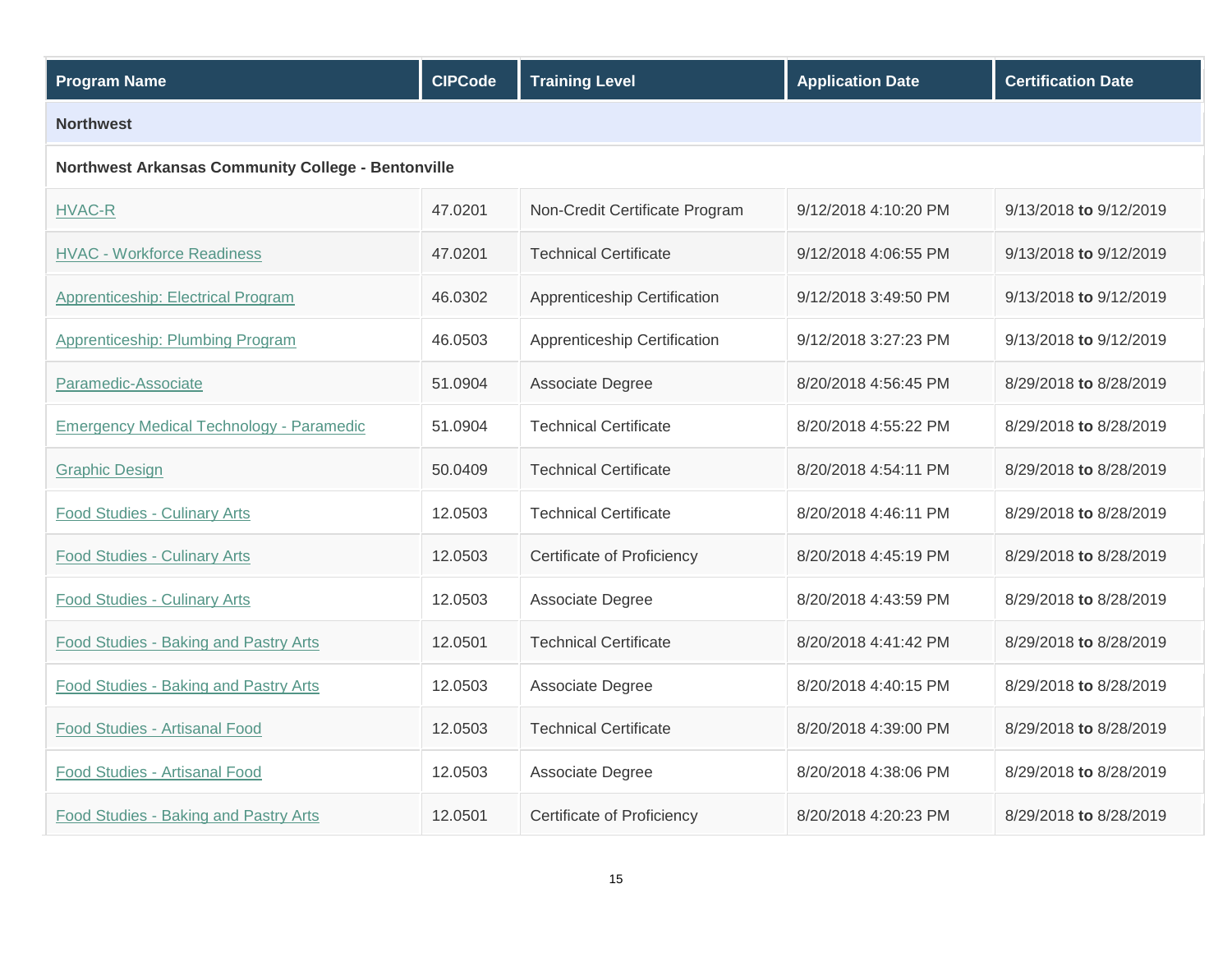| Program Name | CIPCode | Training Level | Application Date | Certification Date |
|---|---|---|---|---|
| **Northwest** | | | | |
| **Northwest Arkansas Community College - Bentonville** | | | | |
| HVAC-R | 47.0201 | Non-Credit Certificate Program | 9/12/2018 4:10:20 PM | 9/13/2018 **to** 9/12/2019 |
| HVAC - Workforce Readiness | 47.0201 | Technical Certificate | 9/12/2018 4:06:55 PM | 9/13/2018 **to** 9/12/2019 |
| Apprenticeship: Electrical Program | 46.0302 | Apprenticeship Certification | 9/12/2018 3:49:50 PM | 9/13/2018 **to** 9/12/2019 |
| Apprenticeship: Plumbing Program | 46.0503 | Apprenticeship Certification | 9/12/2018 3:27:23 PM | 9/13/2018 **to** 9/12/2019 |
| Paramedic-Associate | 51.0904 | Associate Degree | 8/20/2018 4:56:45 PM | 8/29/2018 **to** 8/28/2019 |
| Emergency Medical Technology - Paramedic | 51.0904 | Technical Certificate | 8/20/2018 4:55:22 PM | 8/29/2018 **to** 8/28/2019 |
| Graphic Design | 50.0409 | Technical Certificate | 8/20/2018 4:54:11 PM | 8/29/2018 **to** 8/28/2019 |
| Food Studies - Culinary Arts | 12.0503 | Technical Certificate | 8/20/2018 4:46:11 PM | 8/29/2018 **to** 8/28/2019 |
| Food Studies - Culinary Arts | 12.0503 | Certificate of Proficiency | 8/20/2018 4:45:19 PM | 8/29/2018 **to** 8/28/2019 |
| Food Studies - Culinary Arts | 12.0503 | Associate Degree | 8/20/2018 4:43:59 PM | 8/29/2018 **to** 8/28/2019 |
| Food Studies - Baking and Pastry Arts | 12.0501 | Technical Certificate | 8/20/2018 4:41:42 PM | 8/29/2018 **to** 8/28/2019 |
| Food Studies - Baking and Pastry Arts | 12.0503 | Associate Degree | 8/20/2018 4:40:15 PM | 8/29/2018 **to** 8/28/2019 |
| Food Studies - Artisanal Food | 12.0503 | Technical Certificate | 8/20/2018 4:39:00 PM | 8/29/2018 **to** 8/28/2019 |
| Food Studies - Artisanal Food | 12.0503 | Associate Degree | 8/20/2018 4:38:06 PM | 8/29/2018 **to** 8/28/2019 |
| Food Studies - Baking and Pastry Arts | 12.0501 | Certificate of Proficiency | 8/20/2018 4:20:23 PM | 8/29/2018 **to** 8/28/2019 |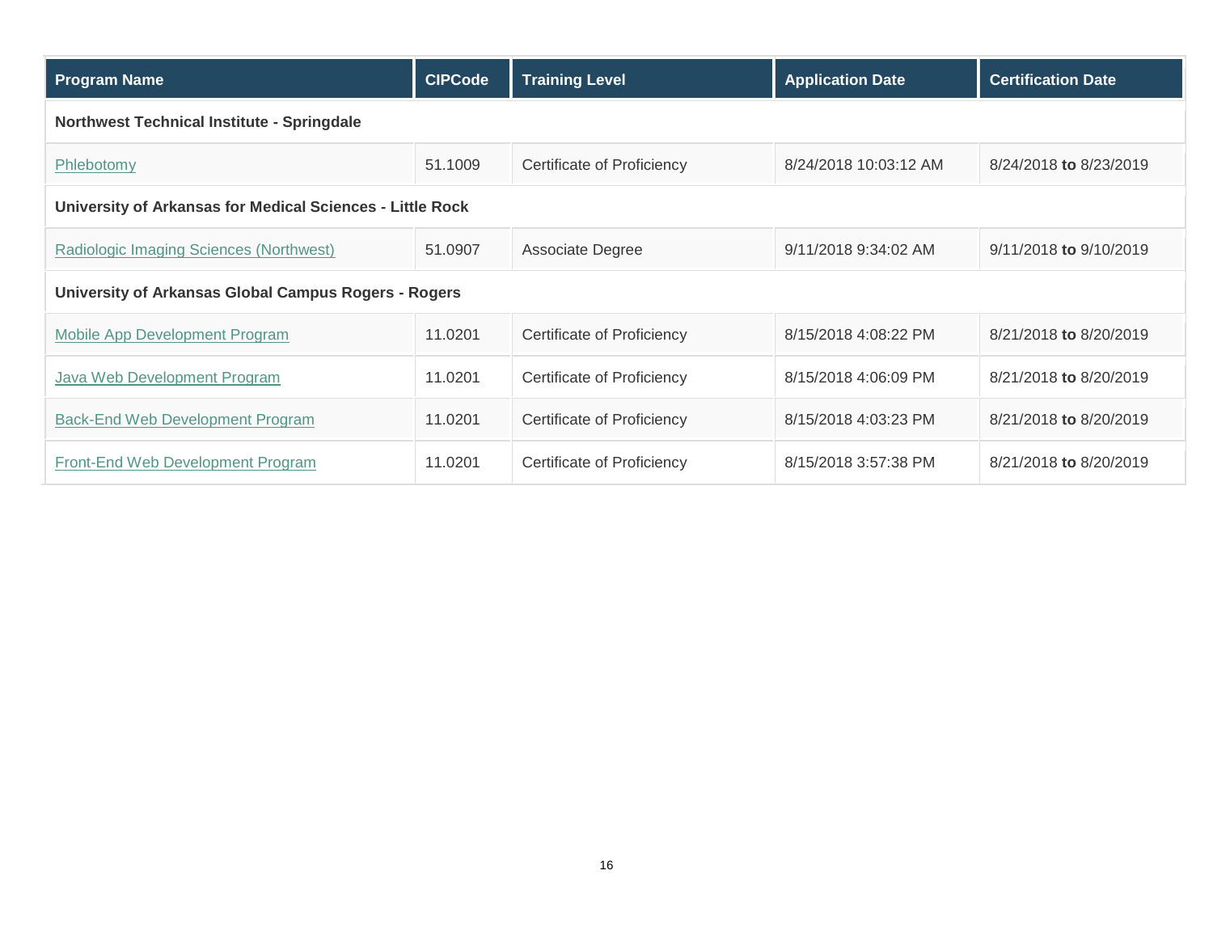| Program Name | CIPCode | Training Level | Application Date | Certification Date |
|---|---|---|---|---|
| **Northwest Technical Institute - Springdale** | | | | |
| Phlebotomy | 51.1009 | Certificate of Proficiency | 8/24/2018 10:03:12 AM | 8/24/2018 **to** 8/23/2019 |
| **University of Arkansas for Medical Sciences - Little Rock** | | | | |
| Radiologic Imaging Sciences (Northwest) | 51.0907 | Associate Degree | 9/11/2018 9:34:02 AM | 9/11/2018 **to** 9/10/2019 |
| **University of Arkansas Global Campus Rogers - Rogers** | | | | |
| Mobile App Development Program | 11.0201 | Certificate of Proficiency | 8/15/2018 4:08:22 PM | 8/21/2018 **to** 8/20/2019 |
| Java Web Development Program | 11.0201 | Certificate of Proficiency | 8/15/2018 4:06:09 PM | 8/21/2018 **to** 8/20/2019 |
| Back-End Web Development Program | 11.0201 | Certificate of Proficiency | 8/15/2018 4:03:23 PM | 8/21/2018 **to** 8/20/2019 |
| Front-End Web Development Program | 11.0201 | Certificate of Proficiency | 8/15/2018 3:57:38 PM | 8/21/2018 **to** 8/20/2019 |